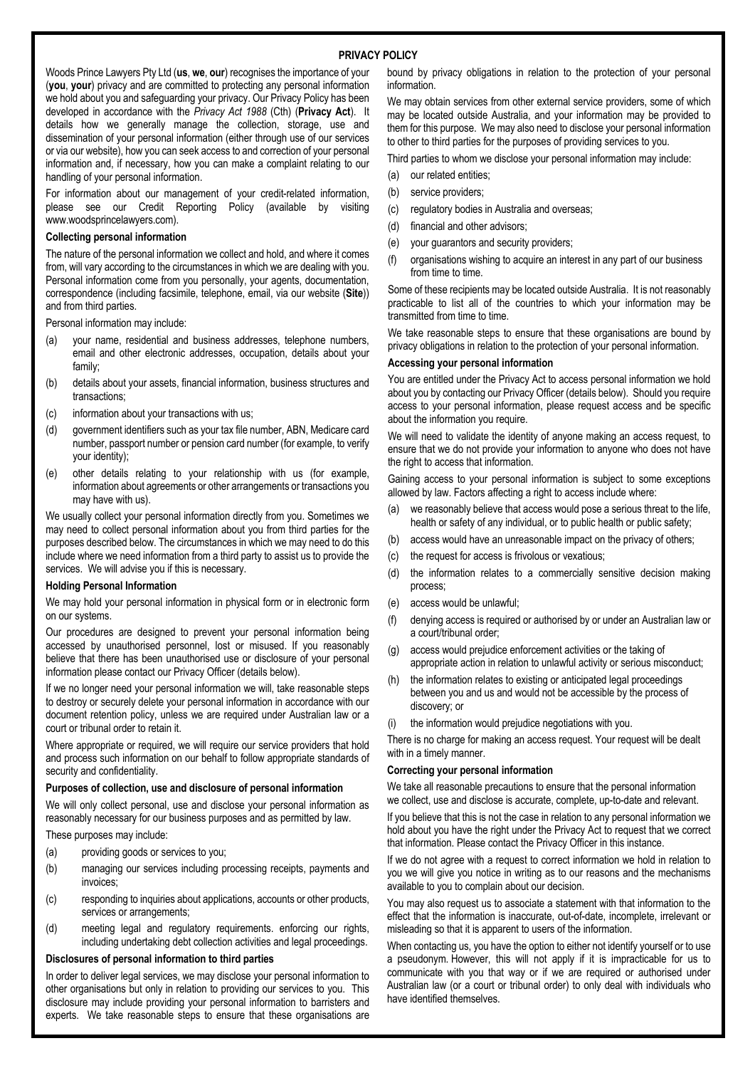# PRIVACY POLICY

Woods Prince Lawyers Pty Ltd (**us**, **we**, **our**) recognises the importance of your (**you**, **your**) privacy and are committed to protecting any personal information we hold about you and safeguarding your privacy. Our Privacy Policy has been developed in accordance with the *Privacy Act 1988* (Cth) (**Privacy Act**). It details how we generally manage the collection, storage, use and dissemination of your personal information (either through use of our services or via our website), how you can seek access to and correction of your personal information and, if necessary, how you can make a complaint relating to our handling of your personal information.

For information about our management of your credit-related information, please see our Credit Reporting Policy (available by visiting www.woodsprincelawyers.com).

**Collecting personal information**

The nature of the personal information we collect and hold, and where it comes from, will vary according to the circumstances in which we are dealing with you. Personal information come from you personally, your agents, documentation, correspondence (including facsimile, telephone, email, via our website (**Site**)) and from third parties.

Personal information may include:

(a) your name, residential and business addresses, telephone numbers, email and other electronic addresses, occupation, details about your family;

(b) details about your assets, financial information, business structures and transactions;

(c) information about your transactions with us;

(d) government identifiers such as your tax file number, ABN, Medicare card number, passport number or pension card number (for example, to verify your identity);

(e) other details relating to your relationship with us (for example, information about agreements or other arrangements or transactions you may have with us).

We usually collect your personal information directly from you. Sometimes we may need to collect personal information about you from third parties for the purposes described below. The circumstances in which we may need to do this include where we need information from a third party to assist us to provide the services. We will advise you if this is necessary.

**Holding Personal Information**

We may hold your personal information in physical form or in electronic form on our systems.

Our procedures are designed to prevent your personal information being accessed by unauthorised personnel, lost or misused. If you reasonably believe that there has been unauthorised use or disclosure of your personal information please contact our Privacy Officer (details below).

If we no longer need your personal information we will, take reasonable steps to destroy or securely delete your personal information in accordance with our document retention policy, unless we are required under Australian law or a court or tribunal order to retain it.

Where appropriate or required, we will require our service providers that hold and process such information on our behalf to follow appropriate standards of security and confidentiality.

**Purposes of collection, use and disclosure of personal information**

We will only collect personal, use and disclose your personal information as reasonably necessary for our business purposes and as permitted by law.

These purposes may include:

(a) providing goods or services to you;

(b) managing our services including processing receipts, payments and invoices;

(c) responding to inquiries about applications, accounts or other products, services or arrangements;

(d) meeting legal and regulatory requirements. enforcing our rights, including undertaking debt collection activities and legal proceedings.

**Disclosures of personal information to third parties**

In order to deliver legal services, we may disclose your personal information to other organisations but only in relation to providing our services to you. This disclosure may include providing your personal information to barristers and experts. We take reasonable steps to ensure that these organisations are bound by privacy obligations in relation to the protection of your personal information.

We may obtain services from other external service providers, some of which may be located outside Australia, and your information may be provided to them for this purpose. We may also need to disclose your personal information to other to third parties for the purposes of providing services to you.

Third parties to whom we disclose your personal information may include:

(a) our related entities;

(b) service providers;

(c) regulatory bodies in Australia and overseas;

(d) financial and other advisors;

(e) your guarantors and security providers;

(f) organisations wishing to acquire an interest in any part of our business from time to time.

Some of these recipients may be located outside Australia. It is not reasonably practicable to list all of the countries to which your information may be transmitted from time to time.

We take reasonable steps to ensure that these organisations are bound by privacy obligations in relation to the protection of your personal information.

**Accessing your personal information**

You are entitled under the Privacy Act to access personal information we hold about you by contacting our Privacy Officer (details below). Should you require access to your personal information, please request access and be specific about the information you require.

We will need to validate the identity of anyone making an access request, to ensure that we do not provide your information to anyone who does not have the right to access that information.

Gaining access to your personal information is subject to some exceptions allowed by law. Factors affecting a right to access include where:

(a) we reasonably believe that access would pose a serious threat to the life, health or safety of any individual, or to public health or public safety;

(b) access would have an unreasonable impact on the privacy of others;

(c) the request for access is frivolous or vexatious;

(d) the information relates to a commercially sensitive decision making process;

(e) access would be unlawful;

(f) denying access is required or authorised by or under an Australian law or a court/tribunal order;

(g) access would prejudice enforcement activities or the taking of appropriate action in relation to unlawful activity or serious misconduct;

(h) the information relates to existing or anticipated legal proceedings between you and us and would not be accessible by the process of discovery; or

(i) the information would prejudice negotiations with you.

There is no charge for making an access request. Your request will be dealt with in a timely manner.

**Correcting your personal information**

We take all reasonable precautions to ensure that the personal information we collect, use and disclose is accurate, complete, up-to-date and relevant.

If you believe that this is not the case in relation to any personal information we hold about you have the right under the Privacy Act to request that we correct that information. Please contact the Privacy Officer in this instance.

If we do not agree with a request to correct information we hold in relation to you we will give you notice in writing as to our reasons and the mechanisms available to you to complain about our decision.

You may also request us to associate a statement with that information to the effect that the information is inaccurate, out-of-date, incomplete, irrelevant or misleading so that it is apparent to users of the information.

When contacting us, you have the option to either not identify yourself or to use a pseudonym. However, this will not apply if it is impracticable for us to communicate with you that way or if we are required or authorised under Australian law (or a court or tribunal order) to only deal with individuals who have identified themselves.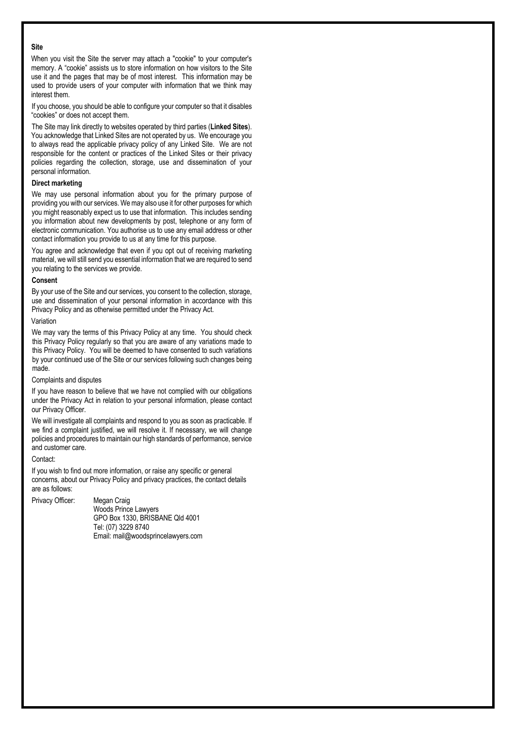**Site**

When you visit the Site the server may attach a "cookie" to your computer's memory. A "cookie" assists us to store information on how visitors to the Site use it and the pages that may be of most interest. This information may be used to provide users of your computer with information that we think may interest them.

If you choose, you should be able to configure your computer so that it disables "cookies" or does not accept them.

The Site may link directly to websites operated by third parties (**Linked Sites**). You acknowledge that Linked Sites are not operated by us. We encourage you to always read the applicable privacy policy of any Linked Site. We are not responsible for the content or practices of the Linked Sites or their privacy policies regarding the collection, storage, use and dissemination of your personal information.

**Direct marketing**

We may use personal information about you for the primary purpose of providing you with our services. We may also use it for other purposes for which you might reasonably expect us to use that information. This includes sending you information about new developments by post, telephone or any form of electronic communication. You authorise us to use any email address or other contact information you provide to us at any time for this purpose.

You agree and acknowledge that even if you opt out of receiving marketing material, we will still send you essential information that we are required to send you relating to the services we provide.

**Consent**

By your use of the Site and our services, you consent to the collection, storage, use and dissemination of your personal information in accordance with this Privacy Policy and as otherwise permitted under the Privacy Act.

Variation

We may vary the terms of this Privacy Policy at any time. You should check this Privacy Policy regularly so that you are aware of any variations made to this Privacy Policy. You will be deemed to have consented to such variations by your continued use of the Site or our services following such changes being made.

Complaints and disputes

If you have reason to believe that we have not complied with our obligations under the Privacy Act in relation to your personal information, please contact our Privacy Officer.

We will investigate all complaints and respond to you as soon as practicable. If we find a complaint justified, we will resolve it. If necessary, we will change policies and procedures to maintain our high standards of performance, service and customer care.

Contact:

If you wish to find out more information, or raise any specific or general concerns, about our Privacy Policy and privacy practices, the contact details are as follows:

Privacy Officer: Megan Craig
Woods Prince Lawyers
GPO Box 1330, BRISBANE Qld 4001
Tel: (07) 3229 8740
Email: mail@woodsprincelawyers.com